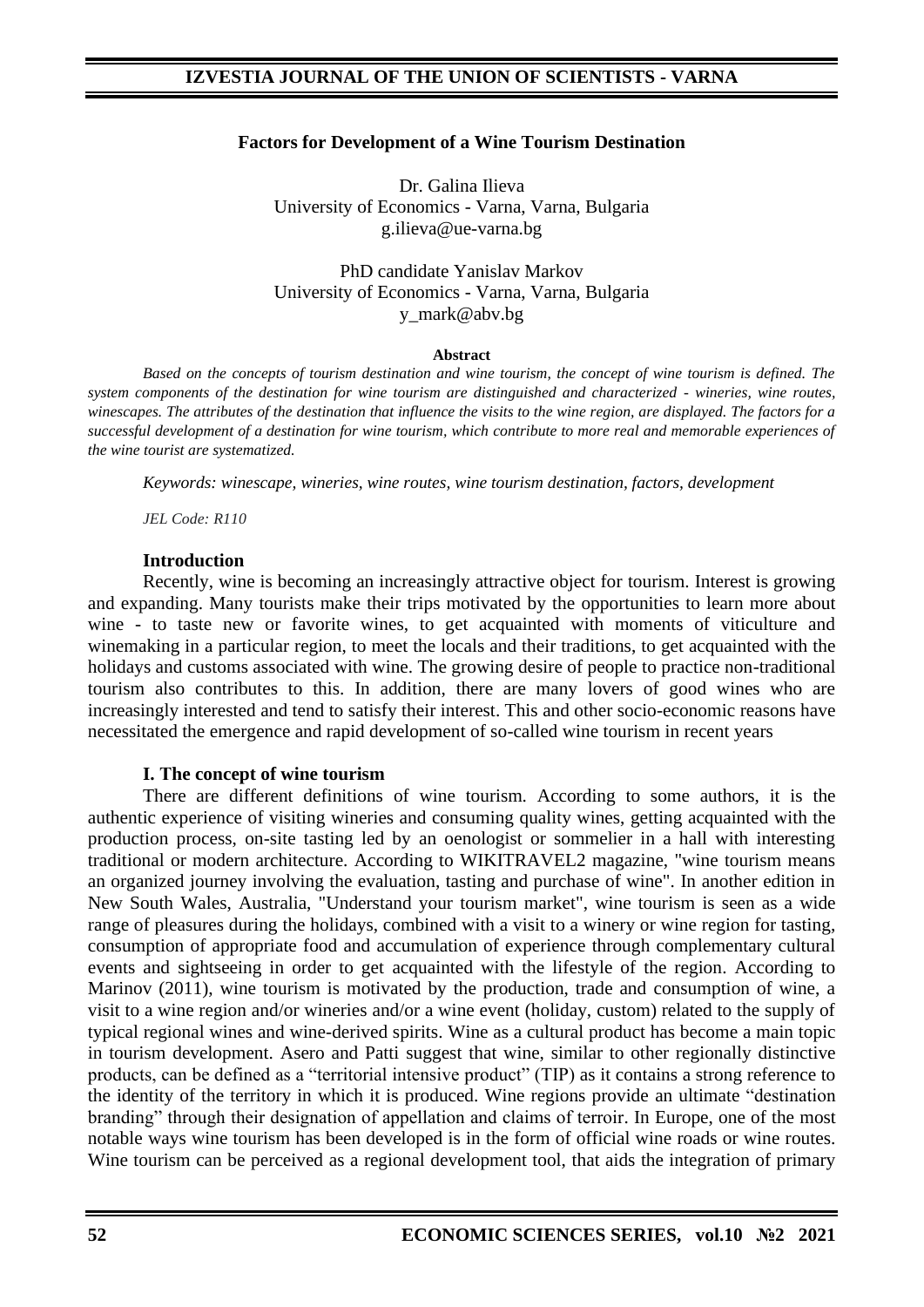# Factors for Development of a Wine Tourism Destination

Dr. Galina Ilieva
University of Economics - Varna, Varna, Bulgaria
g.ilieva@ue-varna.bg

PhD candidate Yanislav Markov
University of Economics - Varna, Varna, Bulgaria
y_mark@abv.bg

**Abstract**

*Based on the concepts of tourism destination and wine tourism, the concept of wine tourism is defined. The system components of the destination for wine tourism are distinguished and characterized - wineries, wine routes, winescapes. The attributes of the destination that influence the visits to the wine region, are displayed. The factors for a successful development of a destination for wine tourism, which contribute to more real and memorable experiences of the wine tourist are systematized.*

*Keywords: winescape, wineries, wine routes, wine tourism destination, factors, development*

*JEL Code: R110*

## Introduction

Recently, wine is becoming an increasingly attractive object for tourism. Interest is growing and expanding. Many tourists make their trips motivated by the opportunities to learn more about wine - to taste new or favorite wines, to get acquainted with moments of viticulture and winemaking in a particular region, to meet the locals and their traditions, to get acquainted with the holidays and customs associated with wine. The growing desire of people to practice non-traditional tourism also contributes to this. In addition, there are many lovers of good wines who are increasingly interested and tend to satisfy their interest. This and other socio-economic reasons have necessitated the emergence and rapid development of so-called wine tourism in recent years

## I. The concept of wine tourism

There are different definitions of wine tourism. According to some authors, it is the authentic experience of visiting wineries and consuming quality wines, getting acquainted with the production process, on-site tasting led by an oenologist or sommelier in a hall with interesting traditional or modern architecture. According to WIKITRAVEL2 magazine, "wine tourism means an organized journey involving the evaluation, tasting and purchase of wine". In another edition in New South Wales, Australia, "Understand your tourism market", wine tourism is seen as a wide range of pleasures during the holidays, combined with a visit to a winery or wine region for tasting, consumption of appropriate food and accumulation of experience through complementary cultural events and sightseeing in order to get acquainted with the lifestyle of the region. According to Marinov (2011), wine tourism is motivated by the production, trade and consumption of wine, a visit to a wine region and/or wineries and/or a wine event (holiday, custom) related to the supply of typical regional wines and wine-derived spirits. Wine as a cultural product has become a main topic in tourism development. Asero and Patti suggest that wine, similar to other regionally distinctive products, can be defined as a "territorial intensive product" (TIP) as it contains a strong reference to the identity of the territory in which it is produced. Wine regions provide an ultimate "destination branding" through their designation of appellation and claims of terroir. In Europe, one of the most notable ways wine tourism has been developed is in the form of official wine roads or wine routes. Wine tourism can be perceived as a regional development tool, that aids the integration of primary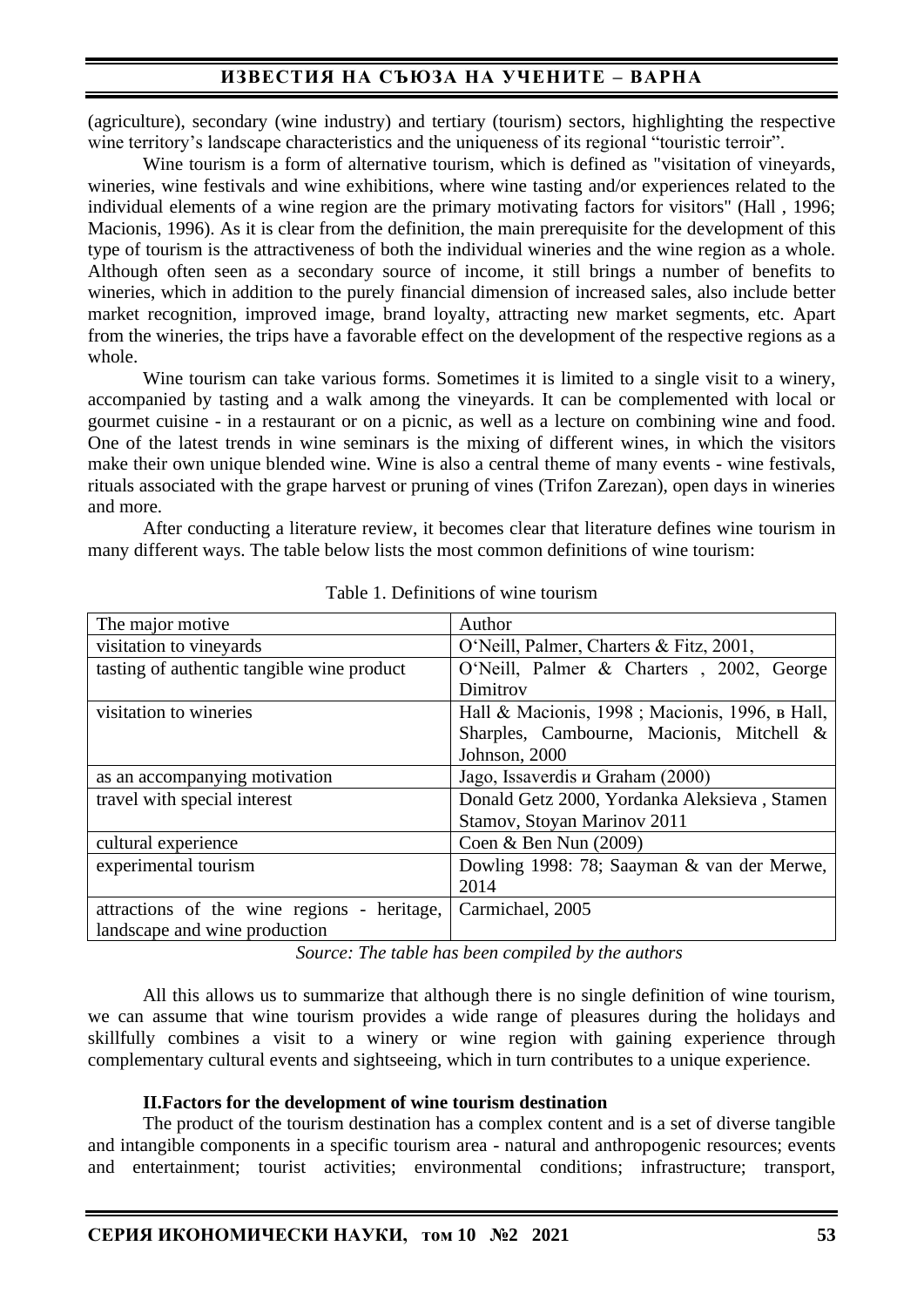(agriculture), secondary (wine industry) and tertiary (tourism) sectors, highlighting the respective wine territory's landscape characteristics and the uniqueness of its regional "touristic terroir".

Wine tourism is a form of alternative tourism, which is defined as "visitation of vineyards, wineries, wine festivals and wine exhibitions, where wine tasting and/or experiences related to the individual elements of a wine region are the primary motivating factors for visitors" (Hall , 1996; Macionis, 1996). As it is clear from the definition, the main prerequisite for the development of this type of tourism is the attractiveness of both the individual wineries and the wine region as a whole. Although often seen as a secondary source of income, it still brings a number of benefits to wineries, which in addition to the purely financial dimension of increased sales, also include better market recognition, improved image, brand loyalty, attracting new market segments, etc. Apart from the wineries, the trips have a favorable effect on the development of the respective regions as a whole.

Wine tourism can take various forms. Sometimes it is limited to a single visit to a winery, accompanied by tasting and a walk among the vineyards. It can be complemented with local or gourmet cuisine - in a restaurant or on a picnic, as well as a lecture on combining wine and food. One of the latest trends in wine seminars is the mixing of different wines, in which the visitors make their own unique blended wine. Wine is also a central theme of many events - wine festivals, rituals associated with the grape harvest or pruning of vines (Trifon Zarezan), open days in wineries and more.

After conducting a literature review, it becomes clear that literature defines wine tourism in many different ways. The table below lists the most common definitions of wine tourism:

Table 1. Definitions of wine tourism

| The major motive | Author |
|---|---|
| visitation to vineyards | O'Neill, Palmer, Charters & Fitz, 2001, |
| tasting of authentic tangible wine product | O'Neill, Palmer & Charters , 2002, George Dimitrov |
| visitation to wineries | Hall & Macionis, 1998 ; Macionis, 1996, в Hall, Sharples, Cambourne, Macionis, Mitchell & Johnson, 2000 |
| as an accompanying motivation | Jago, Issaverdis и Graham (2000) |
| travel with special interest | Donald Getz 2000, Yordanka Aleksieva , Stamen Stamov, Stoyan Marinov 2011 |
| cultural experience | Coen & Ben Nun (2009) |
| experimental tourism | Dowling 1998: 78; Saayman & van der Merwe, 2014 |
| attractions of the wine regions - heritage, landscape and wine production | Carmichael, 2005 |

*Source: The table has been compiled by the authors*

All this allows us to summarize that although there is no single definition of wine tourism, we can assume that wine tourism provides a wide range of pleasures during the holidays and skillfully combines a visit to a winery or wine region with gaining experience through complementary cultural events and sightseeing, which in turn contributes to a unique experience.

## II.Factors for the development of wine tourism destination

The product of the tourism destination has a complex content and is a set of diverse tangible and intangible components in a specific tourism area - natural and anthropogenic resources; events and entertainment; tourist activities; environmental conditions; infrastructure; transport,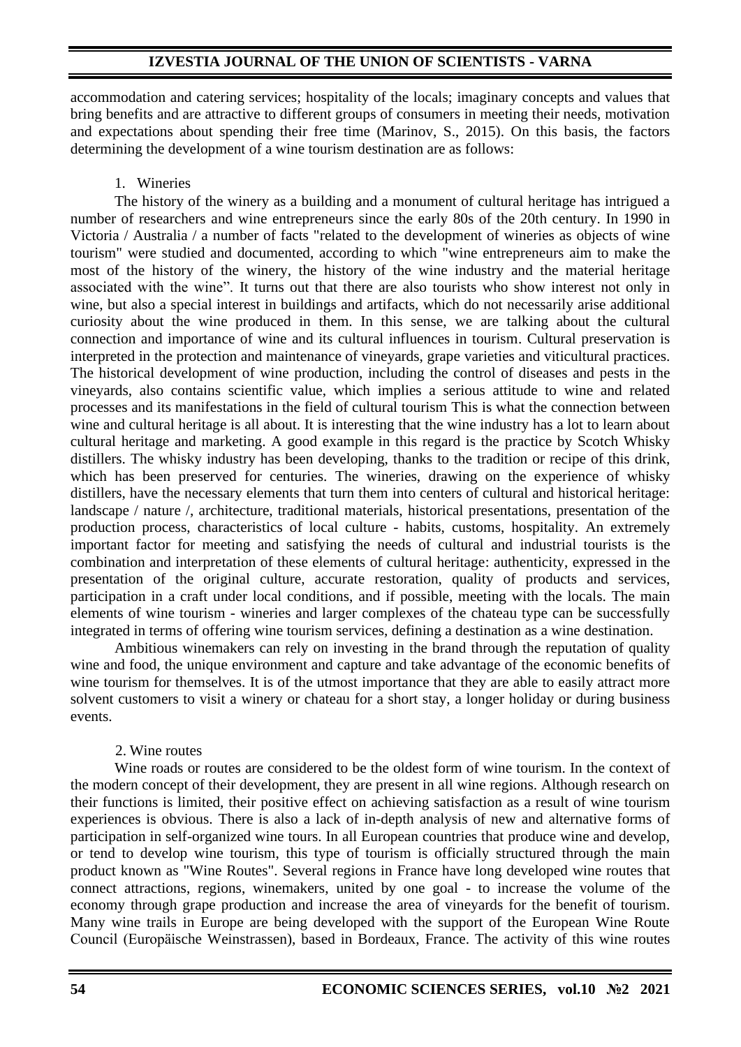accommodation and catering services; hospitality of the locals; imaginary concepts and values that bring benefits and are attractive to different groups of consumers in meeting their needs, motivation and expectations about spending their free time (Marinov, S., 2015). On this basis, the factors determining the development of a wine tourism destination are as follows:

1. Wineries

The history of the winery as a building and a monument of cultural heritage has intrigued a number of researchers and wine entrepreneurs since the early 80s of the 20th century. In 1990 in Victoria / Australia / a number of facts "related to the development of wineries as objects of wine tourism" were studied and documented, according to which "wine entrepreneurs aim to make the most of the history of the winery, the history of the wine industry and the material heritage associated with the wine". It turns out that there are also tourists who show interest not only in wine, but also a special interest in buildings and artifacts, which do not necessarily arise additional curiosity about the wine produced in them. In this sense, we are talking about the cultural connection and importance of wine and its cultural influences in tourism. Cultural preservation is interpreted in the protection and maintenance of vineyards, grape varieties and viticultural practices. The historical development of wine production, including the control of diseases and pests in the vineyards, also contains scientific value, which implies a serious attitude to wine and related processes and its manifestations in the field of cultural tourism This is what the connection between wine and cultural heritage is all about. It is interesting that the wine industry has a lot to learn about cultural heritage and marketing. A good example in this regard is the practice by Scotch Whisky distillers. The whisky industry has been developing, thanks to the tradition or recipe of this drink, which has been preserved for centuries. The wineries, drawing on the experience of whisky distillers, have the necessary elements that turn them into centers of cultural and historical heritage: landscape / nature /, architecture, traditional materials, historical presentations, presentation of the production process, characteristics of local culture - habits, customs, hospitality. An extremely important factor for meeting and satisfying the needs of cultural and industrial tourists is the combination and interpretation of these elements of cultural heritage: authenticity, expressed in the presentation of the original culture, accurate restoration, quality of products and services, participation in a craft under local conditions, and if possible, meeting with the locals. The main elements of wine tourism - wineries and larger complexes of the chateau type can be successfully integrated in terms of offering wine tourism services, defining a destination as a wine destination.

Ambitious winemakers can rely on investing in the brand through the reputation of quality wine and food, the unique environment and capture and take advantage of the economic benefits of wine tourism for themselves. It is of the utmost importance that they are able to easily attract more solvent customers to visit a winery or chateau for a short stay, a longer holiday or during business events.

2. Wine routes

Wine roads or routes are considered to be the oldest form of wine tourism. In the context of the modern concept of their development, they are present in all wine regions. Although research on their functions is limited, their positive effect on achieving satisfaction as a result of wine tourism experiences is obvious. There is also a lack of in-depth analysis of new and alternative forms of participation in self-organized wine tours. In all European countries that produce wine and develop, or tend to develop wine tourism, this type of tourism is officially structured through the main product known as "Wine Routes". Several regions in France have long developed wine routes that connect attractions, regions, winemakers, united by one goal - to increase the volume of the economy through grape production and increase the area of vineyards for the benefit of tourism. Many wine trails in Europe are being developed with the support of the European Wine Route Council (Europäische Weinstrassen), based in Bordeaux, France. The activity of this wine routes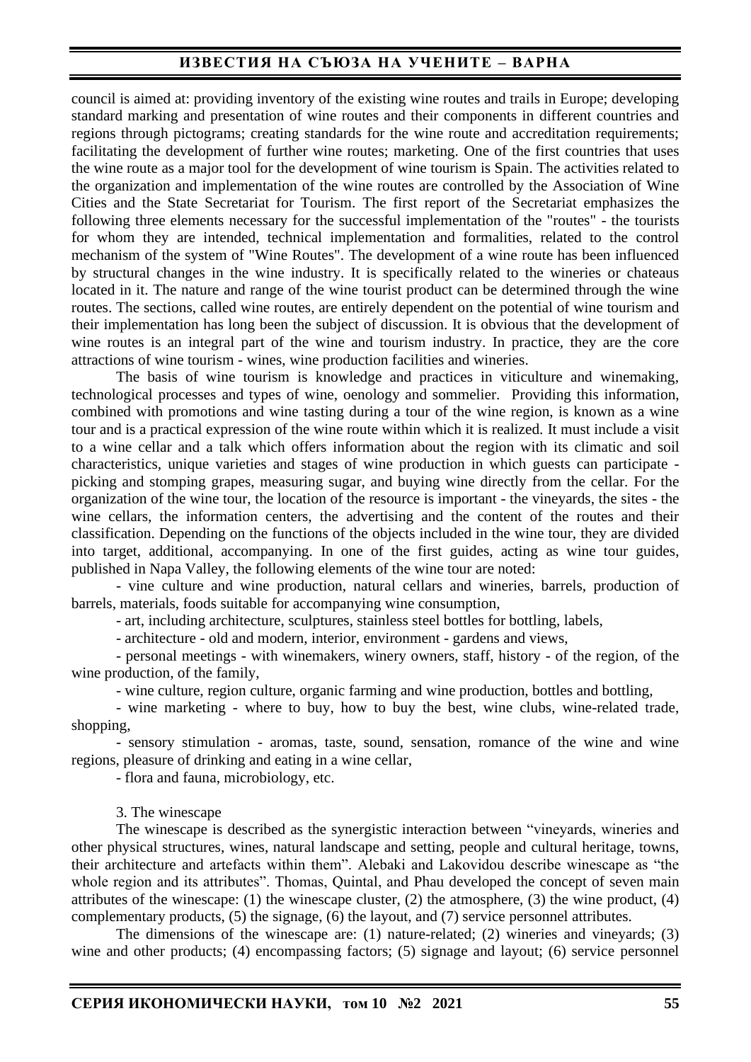council is aimed at: providing inventory of the existing wine routes and trails in Europe; developing standard marking and presentation of wine routes and their components in different countries and regions through pictograms; creating standards for the wine route and accreditation requirements; facilitating the development of further wine routes; marketing. One of the first countries that uses the wine route as a major tool for the development of wine tourism is Spain. The activities related to the organization and implementation of the wine routes are controlled by the Association of Wine Cities and the State Secretariat for Tourism. The first report of the Secretariat emphasizes the following three elements necessary for the successful implementation of the "routes" - the tourists for whom they are intended, technical implementation and formalities, related to the control mechanism of the system of "Wine Routes". The development of a wine route has been influenced by structural changes in the wine industry. It is specifically related to the wineries or chateaus located in it. The nature and range of the wine tourist product can be determined through the wine routes. The sections, called wine routes, are entirely dependent on the potential of wine tourism and their implementation has long been the subject of discussion. It is obvious that the development of wine routes is an integral part of the wine and tourism industry. In practice, they are the core attractions of wine tourism - wines, wine production facilities and wineries.

The basis of wine tourism is knowledge and practices in viticulture and winemaking, technological processes and types of wine, oenology and sommelier. Providing this information, combined with promotions and wine tasting during a tour of the wine region, is known as a wine tour and is a practical expression of the wine route within which it is realized. It must include a visit to a wine cellar and a talk which offers information about the region with its climatic and soil characteristics, unique varieties and stages of wine production in which guests can participate - picking and stomping grapes, measuring sugar, and buying wine directly from the cellar. For the organization of the wine tour, the location of the resource is important - the vineyards, the sites - the wine cellars, the information centers, the advertising and the content of the routes and their classification. Depending on the functions of the objects included in the wine tour, they are divided into target, additional, accompanying. In one of the first guides, acting as wine tour guides, published in Napa Valley, the following elements of the wine tour are noted:

- vine culture and wine production, natural cellars and wineries, barrels, production of barrels, materials, foods suitable for accompanying wine consumption,
- art, including architecture, sculptures, stainless steel bottles for bottling, labels,
- architecture - old and modern, interior, environment - gardens and views,
- personal meetings - with winemakers, winery owners, staff, history - of the region, of the wine production, of the family,
- wine culture, region culture, organic farming and wine production, bottles and bottling,
- wine marketing - where to buy, how to buy the best, wine clubs, wine-related trade, shopping,
- sensory stimulation - aromas, taste, sound, sensation, romance of the wine and wine regions, pleasure of drinking and eating in a wine cellar,
- flora and fauna, microbiology, etc.

### 3. The winescape

The winescape is described as the synergistic interaction between "vineyards, wineries and other physical structures, wines, natural landscape and setting, people and cultural heritage, towns, their architecture and artefacts within them". Alebaki and Lakovidou describe winescape as "the whole region and its attributes". Thomas, Quintal, and Phau developed the concept of seven main attributes of the winescape: (1) the winescape cluster, (2) the atmosphere, (3) the wine product, (4) complementary products, (5) the signage, (6) the layout, and (7) service personnel attributes.

The dimensions of the winescape are: (1) nature-related; (2) wineries and vineyards; (3) wine and other products; (4) encompassing factors; (5) signage and layout; (6) service personnel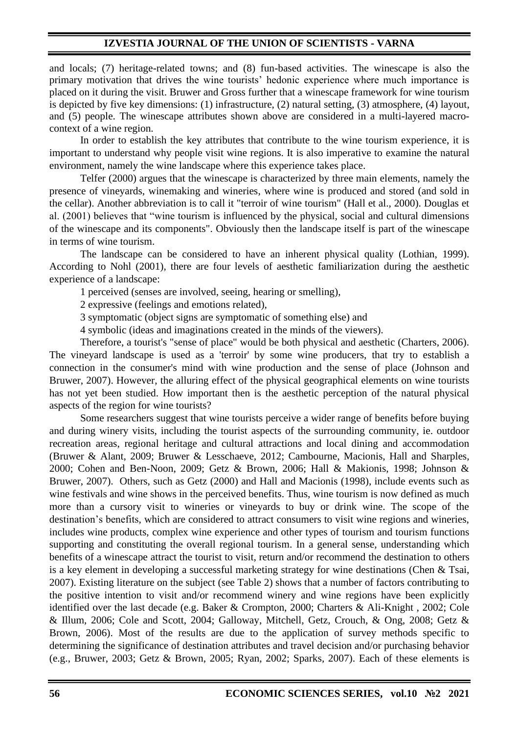and locals; (7) heritage-related towns; and (8) fun-based activities. The winescape is also the primary motivation that drives the wine tourists' hedonic experience where much importance is placed on it during the visit. Bruwer and Gross further that a winescape framework for wine tourism is depicted by five key dimensions: (1) infrastructure, (2) natural setting, (3) atmosphere, (4) layout, and (5) people. The winescape attributes shown above are considered in a multi-layered macro-context of a wine region.

In order to establish the key attributes that contribute to the wine tourism experience, it is important to understand why people visit wine regions. It is also imperative to examine the natural environment, namely the wine landscape where this experience takes place.

Telfer (2000) argues that the winescape is characterized by three main elements, namely the presence of vineyards, winemaking and wineries, where wine is produced and stored (and sold in the cellar). Another abbreviation is to call it "terroir of wine tourism" (Hall et al., 2000). Douglas et al. (2001) believes that "wine tourism is influenced by the physical, social and cultural dimensions of the winescape and its components". Obviously then the landscape itself is part of the winescape in terms of wine tourism.

The landscape can be considered to have an inherent physical quality (Lothian, 1999). According to Nohl (2001), there are four levels of aesthetic familiarization during the aesthetic experience of a landscape:

1 perceived (senses are involved, seeing, hearing or smelling),

2 expressive (feelings and emotions related),

3 symptomatic (object signs are symptomatic of something else) and

4 symbolic (ideas and imaginations created in the minds of the viewers).

Therefore, a tourist's "sense of place" would be both physical and aesthetic (Charters, 2006). The vineyard landscape is used as a 'terroir' by some wine producers, that try to establish a connection in the consumer's mind with wine production and the sense of place (Johnson and Bruwer, 2007). However, the alluring effect of the physical geographical elements on wine tourists has not yet been studied. How important then is the aesthetic perception of the natural physical aspects of the region for wine tourists?

Some researchers suggest that wine tourists perceive a wider range of benefits before buying and during winery visits, including the tourist aspects of the surrounding community, ie. outdoor recreation areas, regional heritage and cultural attractions and local dining and accommodation (Bruwer & Alant, 2009; Bruwer & Lesschaeve, 2012; Cambourne, Macionis, Hall and Sharples, 2000; Cohen and Ben-Noon, 2009; Getz & Brown, 2006; Hall & Makionis, 1998; Johnson & Bruwer, 2007). Others, such as Getz (2000) and Hall and Macionis (1998), include events such as wine festivals and wine shows in the perceived benefits. Thus, wine tourism is now defined as much more than a cursory visit to wineries or vineyards to buy or drink wine. The scope of the destination's benefits, which are considered to attract consumers to visit wine regions and wineries, includes wine products, complex wine experience and other types of tourism and tourism functions supporting and constituting the overall regional tourism. In a general sense, understanding which benefits of a winescape attract the tourist to visit, return and/or recommend the destination to others is a key element in developing a successful marketing strategy for wine destinations (Chen & Tsai, 2007). Existing literature on the subject (see Table 2) shows that a number of factors contributing to the positive intention to visit and/or recommend winery and wine regions have been explicitly identified over the last decade (e.g. Baker & Crompton, 2000; Charters & Ali-Knight , 2002; Cole & Illum, 2006; Cole and Scott, 2004; Galloway, Mitchell, Getz, Crouch, & Ong, 2008; Getz & Brown, 2006). Most of the results are due to the application of survey methods specific to determining the significance of destination attributes and travel decision and/or purchasing behavior (e.g., Bruwer, 2003; Getz & Brown, 2005; Ryan, 2002; Sparks, 2007). Each of these elements is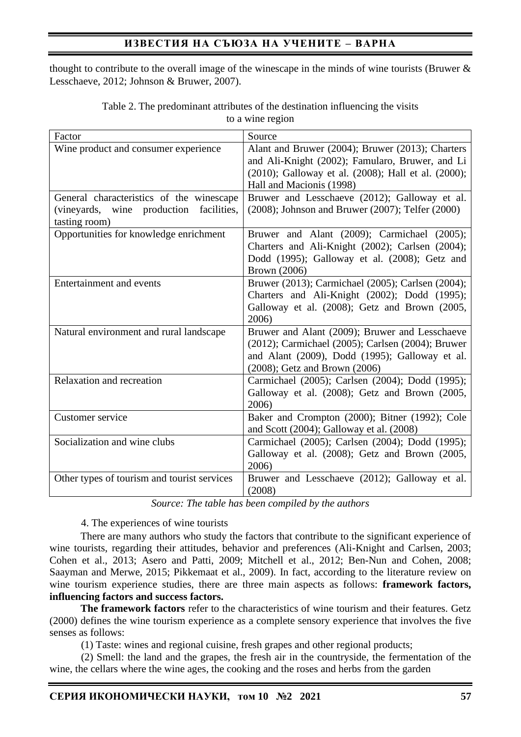thought to contribute to the overall image of the winescape in the minds of wine tourists (Bruwer & Lesschaeve, 2012; Johnson & Bruwer, 2007).

Table 2. The predominant attributes of the destination influencing the visits to a wine region

| Factor | Source |
|---|---|
| Wine product and consumer experience | Alant and Bruwer (2004); Bruwer (2013); Charters and Ali-Knight (2002); Famularo, Bruwer, and Li (2010); Galloway et al. (2008); Hall et al. (2000); Hall and Macionis (1998) |
| General characteristics of the winescape (vineyards, wine production facilities, tasting room) | Bruwer and Lesschaeve (2012); Galloway et al. (2008); Johnson and Bruwer (2007); Telfer (2000) |
| Opportunities for knowledge enrichment | Bruwer and Alant (2009); Carmichael (2005); Charters and Ali-Knight (2002); Carlsen (2004); Dodd (1995); Galloway et al. (2008); Getz and Brown (2006) |
| Entertainment and events | Bruwer (2013); Carmichael (2005); Carlsen (2004); Charters and Ali-Knight (2002); Dodd (1995); Galloway et al. (2008); Getz and Brown (2005, 2006) |
| Natural environment and rural landscape | Bruwer and Alant (2009); Bruwer and Lesschaeve (2012); Carmichael (2005); Carlsen (2004); Bruwer and Alant (2009), Dodd (1995); Galloway et al. (2008); Getz and Brown (2006) |
| Relaxation and recreation | Carmichael (2005); Carlsen (2004); Dodd (1995); Galloway et al. (2008); Getz and Brown (2005, 2006) |
| Customer service | Baker and Crompton (2000); Bitner (1992); Cole and Scott (2004); Galloway et al. (2008) |
| Socialization and wine clubs | Carmichael (2005); Carlsen (2004); Dodd (1995); Galloway et al. (2008); Getz and Brown (2005, 2006) |
| Other types of tourism and tourist services | Bruwer and Lesschaeve (2012); Galloway et al. (2008) |

*Source: The table has been compiled by the authors*

4. The experiences of wine tourists

There are many authors who study the factors that contribute to the significant experience of wine tourists, regarding their attitudes, behavior and preferences (Ali-Knight and Carlsen, 2003; Cohen et al., 2013; Asero and Patti, 2009; Mitchell et al., 2012; Ben-Nun and Cohen, 2008; Saayman and Merwe, 2015; Pikkemaat et al., 2009). In fact, according to the literature review on wine tourism experience studies, there are three main aspects as follows: **framework factors, influencing factors and success factors.**

**The framework factors** refer to the characteristics of wine tourism and their features. Getz (2000) defines the wine tourism experience as a complete sensory experience that involves the five senses as follows:

(1) Taste: wines and regional cuisine, fresh grapes and other regional products;

(2) Smell: the land and the grapes, the fresh air in the countryside, the fermentation of the wine, the cellars where the wine ages, the cooking and the roses and herbs from the garden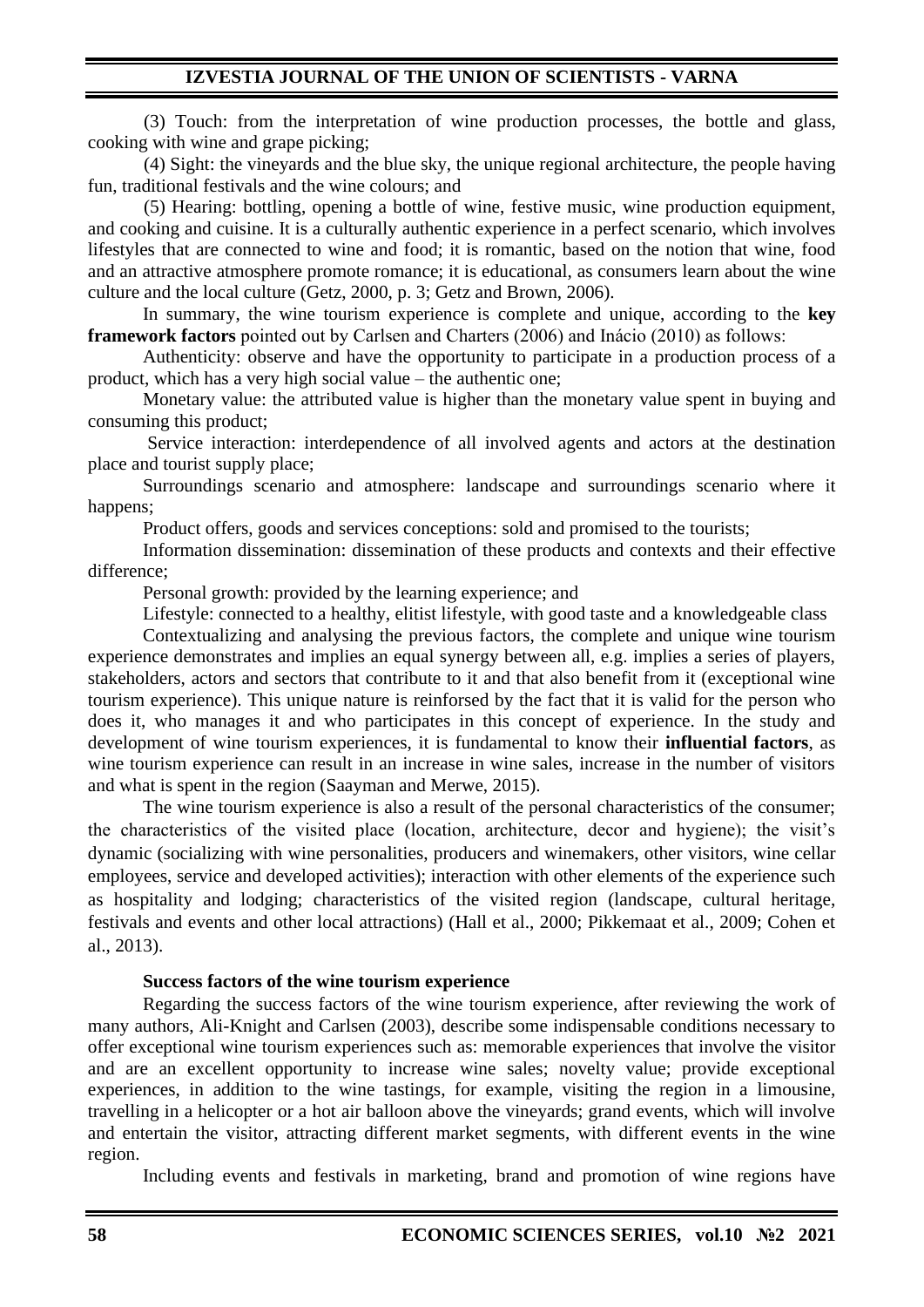(3) Touch: from the interpretation of wine production processes, the bottle and glass, cooking with wine and grape picking;

(4) Sight: the vineyards and the blue sky, the unique regional architecture, the people having fun, traditional festivals and the wine colours; and

(5) Hearing: bottling, opening a bottle of wine, festive music, wine production equipment, and cooking and cuisine. It is a culturally authentic experience in a perfect scenario, which involves lifestyles that are connected to wine and food; it is romantic, based on the notion that wine, food and an attractive atmosphere promote romance; it is educational, as consumers learn about the wine culture and the local culture (Getz, 2000, p. 3; Getz and Brown, 2006).

In summary, the wine tourism experience is complete and unique, according to the **key framework factors** pointed out by Carlsen and Charters (2006) and Inácio (2010) as follows:

Authenticity: observe and have the opportunity to participate in a production process of a product, which has a very high social value – the authentic one;

Monetary value: the attributed value is higher than the monetary value spent in buying and consuming this product;

Service interaction: interdependence of all involved agents and actors at the destination place and tourist supply place;

Surroundings scenario and atmosphere: landscape and surroundings scenario where it happens;

Product offers, goods and services conceptions: sold and promised to the tourists;

Information dissemination: dissemination of these products and contexts and their effective difference;

Personal growth: provided by the learning experience; and

Lifestyle: connected to a healthy, elitist lifestyle, with good taste and a knowledgeable class

Contextualizing and analysing the previous factors, the complete and unique wine tourism experience demonstrates and implies an equal synergy between all, e.g. implies a series of players, stakeholders, actors and sectors that contribute to it and that also benefit from it (exceptional wine tourism experience). This unique nature is reinforsed by the fact that it is valid for the person who does it, who manages it and who participates in this concept of experience. In the study and development of wine tourism experiences, it is fundamental to know their **influential factors**, as wine tourism experience can result in an increase in wine sales, increase in the number of visitors and what is spent in the region (Saayman and Merwe, 2015).

The wine tourism experience is also a result of the personal characteristics of the consumer; the characteristics of the visited place (location, architecture, decor and hygiene); the visit's dynamic (socializing with wine personalities, producers and winemakers, other visitors, wine cellar employees, service and developed activities); interaction with other elements of the experience such as hospitality and lodging; characteristics of the visited region (landscape, cultural heritage, festivals and events and other local attractions) (Hall et al., 2000; Pikkemaat et al., 2009; Cohen et al., 2013).

**Success factors of the wine tourism experience**

Regarding the success factors of the wine tourism experience, after reviewing the work of many authors, Ali-Knight and Carlsen (2003), describe some indispensable conditions necessary to offer exceptional wine tourism experiences such as: memorable experiences that involve the visitor and are an excellent opportunity to increase wine sales; novelty value; provide exceptional experiences, in addition to the wine tastings, for example, visiting the region in a limousine, travelling in a helicopter or a hot air balloon above the vineyards; grand events, which will involve and entertain the visitor, attracting different market segments, with different events in the wine region.

Including events and festivals in marketing, brand and promotion of wine regions have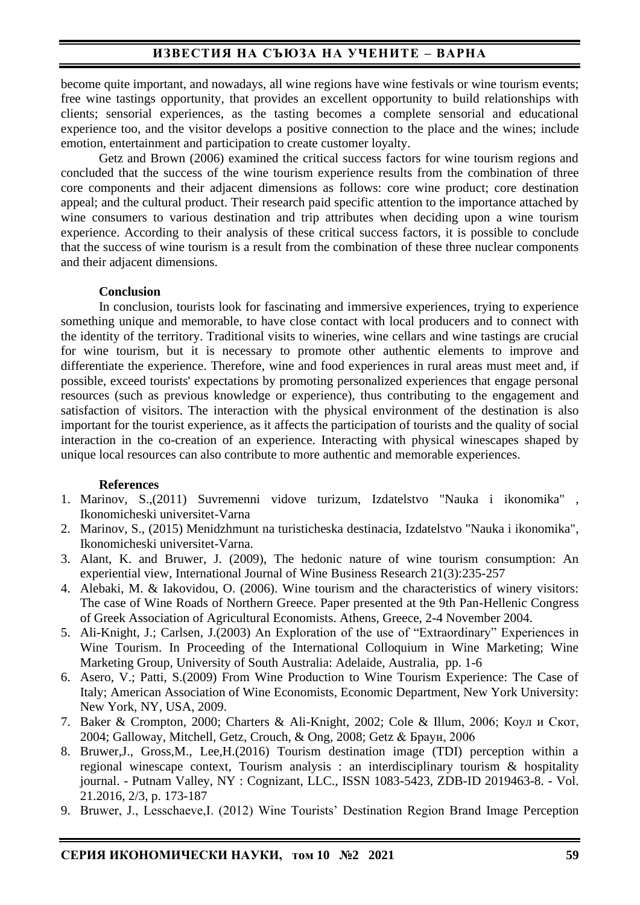become quite important, and nowadays, all wine regions have wine festivals or wine tourism events; free wine tastings opportunity, that provides an excellent opportunity to build relationships with clients; sensorial experiences, as the tasting becomes a complete sensorial and educational experience too, and the visitor develops a positive connection to the place and the wines; include emotion, entertainment and participation to create customer loyalty.

Getz and Brown (2006) examined the critical success factors for wine tourism regions and concluded that the success of the wine tourism experience results from the combination of three core components and their adjacent dimensions as follows: core wine product; core destination appeal; and the cultural product. Their research paid specific attention to the importance attached by wine consumers to various destination and trip attributes when deciding upon a wine tourism experience. According to their analysis of these critical success factors, it is possible to conclude that the success of wine tourism is a result from the combination of these three nuclear components and their adjacent dimensions.

**Conclusion**

In conclusion, tourists look for fascinating and immersive experiences, trying to experience something unique and memorable, to have close contact with local producers and to connect with the identity of the territory. Traditional visits to wineries, wine cellars and wine tastings are crucial for wine tourism, but it is necessary to promote other authentic elements to improve and differentiate the experience. Therefore, wine and food experiences in rural areas must meet and, if possible, exceed tourists' expectations by promoting personalized experiences that engage personal resources (such as previous knowledge or experience), thus contributing to the engagement and satisfaction of visitors. The interaction with the physical environment of the destination is also important for the tourist experience, as it affects the participation of tourists and the quality of social interaction in the co-creation of an experience. Interacting with physical winescapes shaped by unique local resources can also contribute to more authentic and memorable experiences.

**References**

1. Marinov, S.,(2011) Suvremenni vidove turizum, Izdatelstvo "Nauka i ikonomika" , Ikonomicheski universitet-Varna
2. Marinov, S., (2015) Menidzhmunt na turisticheska destinacia, Izdatelstvo "Nauka i ikonomika", Ikonomicheski universitet-Varna.
3. Alant, K. and Bruwer, J. (2009), The hedonic nature of wine tourism consumption: An experiential view, International Journal of Wine Business Research 21(3):235-257
4. Alebaki, M. & Iakovidou, O. (2006). Wine tourism and the characteristics of winery visitors: The case of Wine Roads of Northern Greece. Paper presented at the 9th Pan-Hellenic Congress of Greek Association of Agricultural Economists. Athens, Greece, 2-4 November 2004.
5. Ali-Knight, J.; Carlsen, J.(2003) An Exploration of the use of "Extraordinary" Experiences in Wine Tourism. In Proceeding of the International Colloquium in Wine Marketing; Wine Marketing Group, University of South Australia: Adelaide, Australia, pp. 1-6
6. Asero, V.; Patti, S.(2009) From Wine Production to Wine Tourism Experience: The Case of Italy; American Association of Wine Economists, Economic Department, New York University: New York, NY, USA, 2009.
7. Baker & Crompton, 2000; Charters & Ali-Knight, 2002; Cole & Illum, 2006; Коул и Скот, 2004; Galloway, Mitchell, Getz, Crouch, & Ong, 2008; Getz & Браун, 2006
8. Bruwer,J., Gross,M., Lee,H.(2016) Tourism destination image (TDI) perception within a regional winescape context, Tourism analysis : an interdisciplinary tourism & hospitality journal. - Putnam Valley, NY : Cognizant, LLC., ISSN 1083-5423, ZDB-ID 2019463-8. - Vol. 21.2016, 2/3, p. 173-187
9. Bruwer, J., Lesschaeve,I. (2012) Wine Tourists' Destination Region Brand Image Perception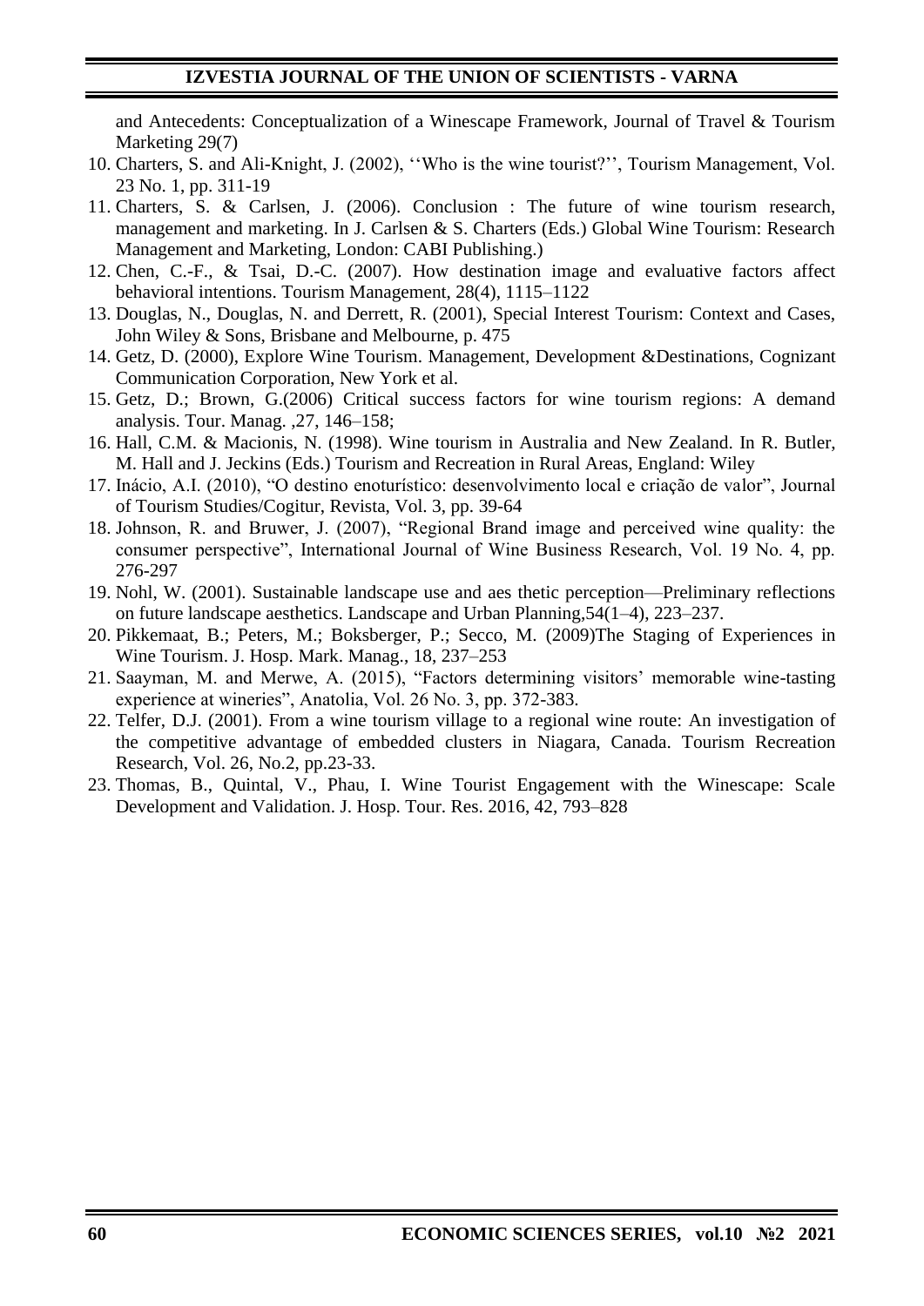and Antecedents: Conceptualization of a Winescape Framework, Journal of Travel & Tourism Marketing 29(7)

10. Charters, S. and Ali-Knight, J. (2002), ‘‘Who is the wine tourist?’’, Tourism Management, Vol. 23 No. 1, pp. 311-19
11. Charters, S. & Carlsen, J. (2006). Conclusion : The future of wine tourism research, management and marketing. In J. Carlsen & S. Charters (Eds.) Global Wine Tourism: Research Management and Marketing, London: CABI Publishing.)
12. Chen, C.-F., & Tsai, D.-C. (2007). How destination image and evaluative factors affect behavioral intentions. Tourism Management, 28(4), 1115–1122
13. Douglas, N., Douglas, N. and Derrett, R. (2001), Special Interest Tourism: Context and Cases, John Wiley & Sons, Brisbane and Melbourne, p. 475
14. Getz, D. (2000), Explore Wine Tourism. Management, Development &Destinations, Cognizant Communication Corporation, New York et al.
15. Getz, D.; Brown, G.(2006) Critical success factors for wine tourism regions: A demand analysis. Tour. Manag. ,27, 146–158;
16. Hall, C.M. & Macionis, N. (1998). Wine tourism in Australia and New Zealand. In R. Butler, M. Hall and J. Jeckins (Eds.) Tourism and Recreation in Rural Areas, England: Wiley
17. Inácio, A.I. (2010), “O destino enoturístico: desenvolvimento local e criação de valor”, Journal of Tourism Studies/Cogitur, Revista, Vol. 3, pp. 39-64
18. Johnson, R. and Bruwer, J. (2007), “Regional Brand image and perceived wine quality: the consumer perspective”, International Journal of Wine Business Research, Vol. 19 No. 4, pp. 276-297
19. Nohl, W. (2001). Sustainable landscape use and aes thetic perception—Preliminary reflections on future landscape aesthetics. Landscape and Urban Planning,54(1–4), 223–237.
20. Pikkemaat, B.; Peters, M.; Boksberger, P.; Secco, M. (2009)The Staging of Experiences in Wine Tourism. J. Hosp. Mark. Manag., 18, 237–253
21. Saayman, M. and Merwe, A. (2015), “Factors determining visitors' memorable wine-tasting experience at wineries”, Anatolia, Vol. 26 No. 3, pp. 372-383.
22. Telfer, D.J. (2001). From a wine tourism village to a regional wine route: An investigation of the competitive advantage of embedded clusters in Niagara, Canada. Tourism Recreation Research, Vol. 26, No.2, pp.23-33.
23. Thomas, B., Quintal, V., Phau, I. Wine Tourist Engagement with the Winescape: Scale Development and Validation. J. Hosp. Tour. Res. 2016, 42, 793–828